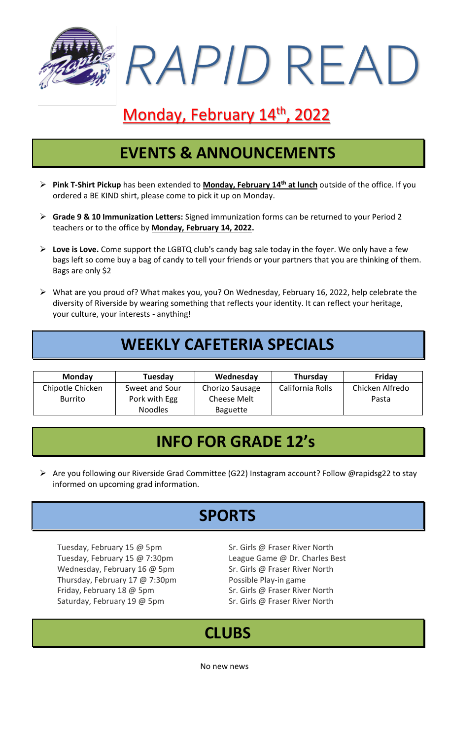# *RAPID* READ

## Monday, February 14th, 2022

## EVENTS & ANNOUNCEMENTS

- **Pink T-Shirt Pickup** has been extended to **Monday, February 14th at lunch** outside of the office. If you ordered a BE KIND shirt, please come to pick it up on Monday.
- **Grade 9 & 10 Immunization Letters:** Signed immunization forms can be returned to your Period 2 teachers or to the office by **Monday, February 14, 2022.**
- **Love is Love.** Come support the LGBTQ club's candy bag sale today in the foyer. We only have a few bags left so come buy a bag of candy to tell your friends or your partners that you are thinking of them. Bags are only $2
- What are you proud of? What makes you, you? On Wednesday, February 16, 2022, help celebrate the diversity of Riverside by wearing something that reflects your identity. It can reflect your heritage, your culture, your interests - anything!

## WEEKLY CAFETERIA SPECIALS

| Monday | Tuesday | Wednesday | Thursday | Friday |
|---|---|---|---|---|
| Chipotle Chicken Burrito | Sweet and Sour Pork with Egg Noodles | Chorizo Sausage Cheese Melt Baguette | California Rolls | Chicken Alfredo Pasta |

## INFO FOR GRADE 12's

- Are you following our Riverside Grad Committee (G22) Instagram account? Follow @rapidsg22 to stay informed on upcoming grad information.

## SPORTS

| | |
|---|---|
| Tuesday, February 15 @ 5pm | Sr. Girls @ Fraser River North |
| Tuesday, February 15 @ 7:30pm | League Game @ Dr. Charles Best |
| Wednesday, February 16 @ 5pm | Sr. Girls @ Fraser River North |
| Thursday, February 17 @ 7:30pm | Possible Play-in game |
| Friday, February 18 @ 5pm | Sr. Girls @ Fraser River North |
| Saturday, February 19 @ 5pm | Sr. Girls @ Fraser River North |

## CLUBS

No new news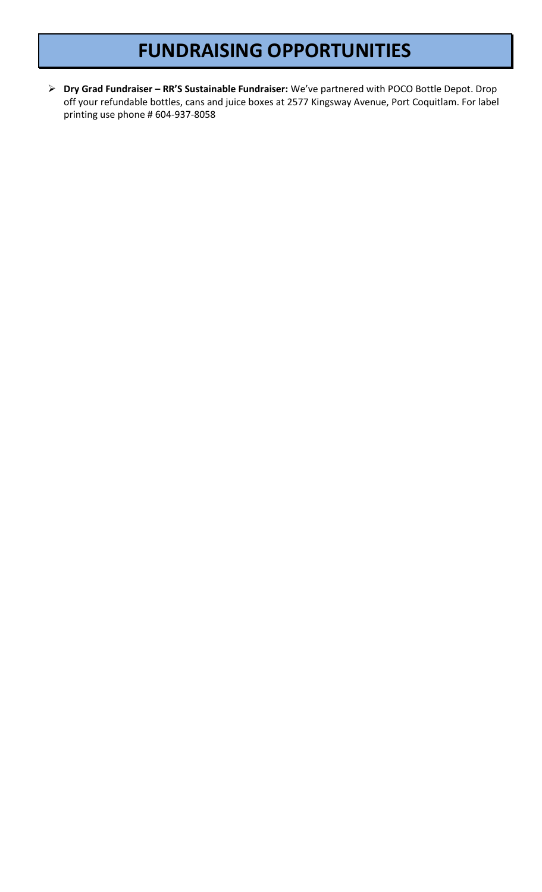# FUNDRAISING OPPORTUNITIES

- **Dry Grad Fundraiser – RR'S Sustainable Fundraiser:** We've partnered with POCO Bottle Depot. Drop off your refundable bottles, cans and juice boxes at 2577 Kingsway Avenue, Port Coquitlam. For label printing use phone # 604-937-8058